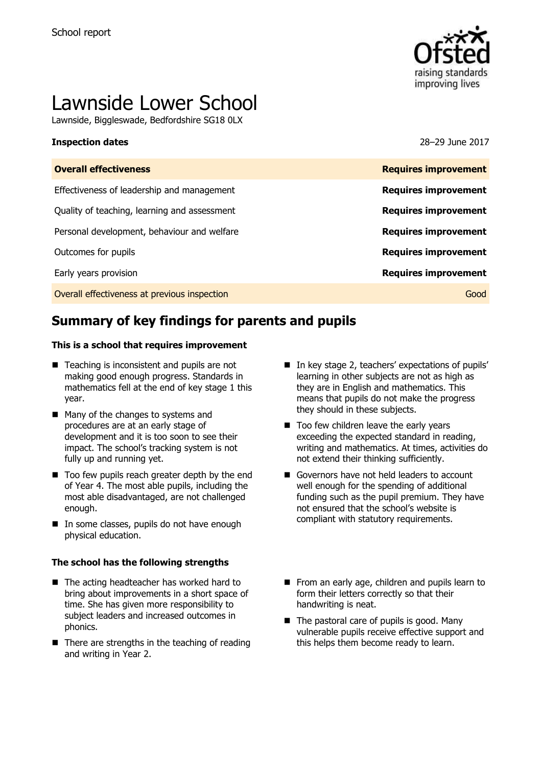School report

# Lawnside Lower School

Lawnside, Biggleswade, Bedfordshire SG18 0LX

**Inspection dates** 28–29 June 2017

| **Overall effectiveness** | **Requires improvement** |
|---|---|
| Effectiveness of leadership and management | **Requires improvement** |
| Quality of teaching, learning and assessment | **Requires improvement** |
| Personal development, behaviour and welfare | **Requires improvement** |
| Outcomes for pupils | **Requires improvement** |
| Early years provision | **Requires improvement** |
| Overall effectiveness at previous inspection | Good |

## Summary of key findings for parents and pupils

**This is a school that requires improvement**

- Teaching is inconsistent and pupils are not making good enough progress. Standards in mathematics fell at the end of key stage 1 this year.
- Many of the changes to systems and procedures are at an early stage of development and it is too soon to see their impact. The school's tracking system is not fully up and running yet.
- Too few pupils reach greater depth by the end of Year 4. The most able pupils, including the most able disadvantaged, are not challenged enough.
- In some classes, pupils do not have enough physical education.
- In key stage 2, teachers' expectations of pupils' learning in other subjects are not as high as they are in English and mathematics. This means that pupils do not make the progress they should in these subjects.
- Too few children leave the early years exceeding the expected standard in reading, writing and mathematics. At times, activities do not extend their thinking sufficiently.
- Governors have not held leaders to account well enough for the spending of additional funding such as the pupil premium. They have not ensured that the school's website is compliant with statutory requirements.

**The school has the following strengths**

- The acting headteacher has worked hard to bring about improvements in a short space of time. She has given more responsibility to subject leaders and increased outcomes in phonics.
- There are strengths in the teaching of reading and writing in Year 2.
- From an early age, children and pupils learn to form their letters correctly so that their handwriting is neat.
- The pastoral care of pupils is good. Many vulnerable pupils receive effective support and this helps them become ready to learn.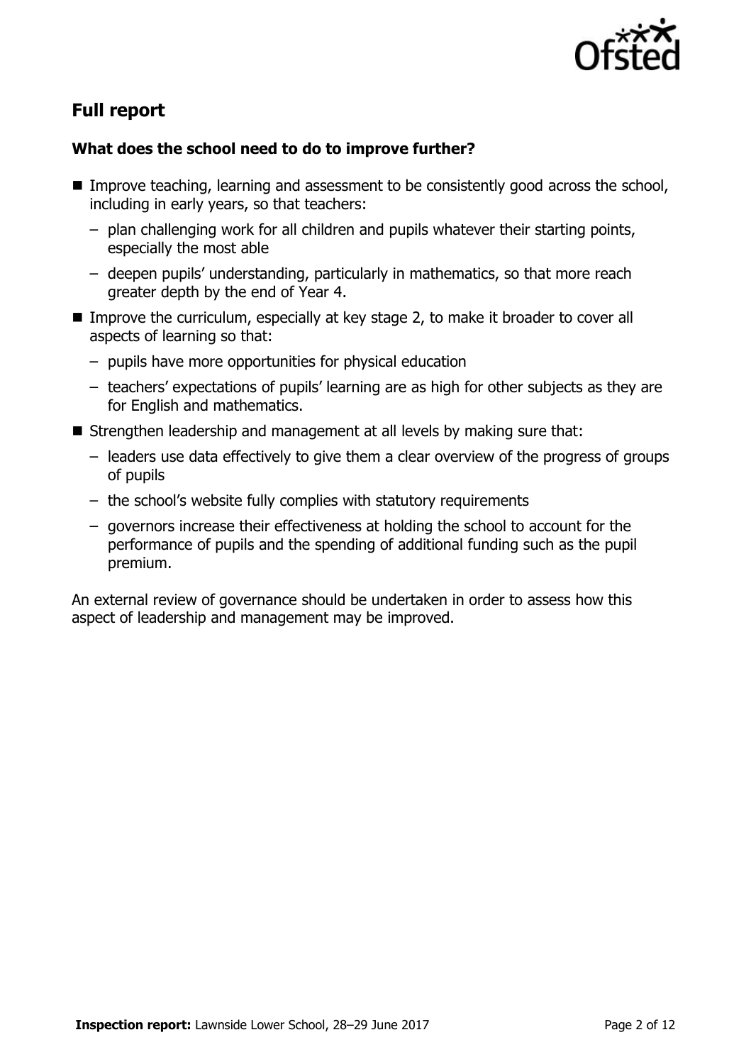## Full report

### What does the school need to do to improve further?

- Improve teaching, learning and assessment to be consistently good across the school, including in early years, so that teachers:
  - plan challenging work for all children and pupils whatever their starting points, especially the most able
  - deepen pupils' understanding, particularly in mathematics, so that more reach greater depth by the end of Year 4.
- Improve the curriculum, especially at key stage 2, to make it broader to cover all aspects of learning so that:
  - pupils have more opportunities for physical education
  - teachers' expectations of pupils' learning are as high for other subjects as they are for English and mathematics.
- Strengthen leadership and management at all levels by making sure that:
  - leaders use data effectively to give them a clear overview of the progress of groups of pupils
  - the school's website fully complies with statutory requirements
  - governors increase their effectiveness at holding the school to account for the performance of pupils and the spending of additional funding such as the pupil premium.

An external review of governance should be undertaken in order to assess how this aspect of leadership and management may be improved.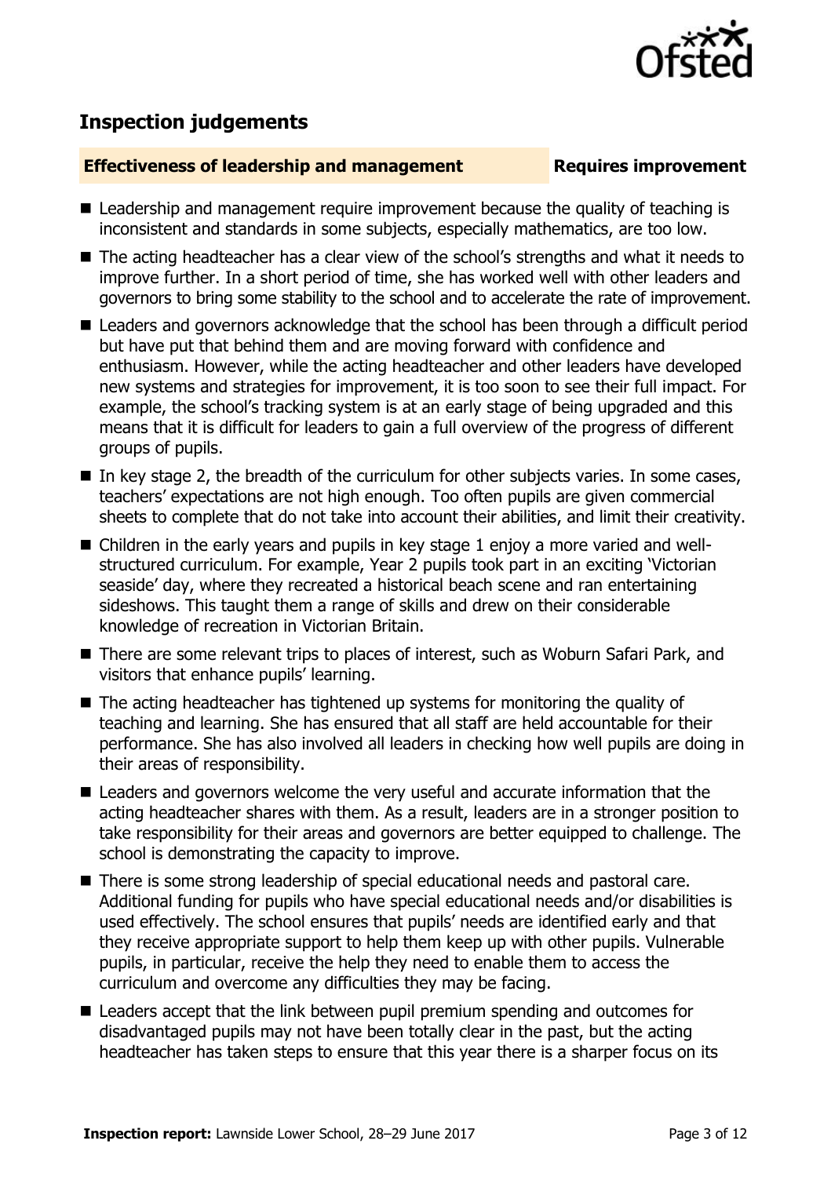## Inspection judgements

**Effectiveness of leadership and management** **Requires improvement**

- Leadership and management require improvement because the quality of teaching is inconsistent and standards in some subjects, especially mathematics, are too low.
- The acting headteacher has a clear view of the school's strengths and what it needs to improve further. In a short period of time, she has worked well with other leaders and governors to bring some stability to the school and to accelerate the rate of improvement.
- Leaders and governors acknowledge that the school has been through a difficult period but have put that behind them and are moving forward with confidence and enthusiasm. However, while the acting headteacher and other leaders have developed new systems and strategies for improvement, it is too soon to see their full impact. For example, the school's tracking system is at an early stage of being upgraded and this means that it is difficult for leaders to gain a full overview of the progress of different groups of pupils.
- In key stage 2, the breadth of the curriculum for other subjects varies. In some cases, teachers' expectations are not high enough. Too often pupils are given commercial sheets to complete that do not take into account their abilities, and limit their creativity.
- Children in the early years and pupils in key stage 1 enjoy a more varied and well-structured curriculum. For example, Year 2 pupils took part in an exciting 'Victorian seaside' day, where they recreated a historical beach scene and ran entertaining sideshows. This taught them a range of skills and drew on their considerable knowledge of recreation in Victorian Britain.
- There are some relevant trips to places of interest, such as Woburn Safari Park, and visitors that enhance pupils' learning.
- The acting headteacher has tightened up systems for monitoring the quality of teaching and learning. She has ensured that all staff are held accountable for their performance. She has also involved all leaders in checking how well pupils are doing in their areas of responsibility.
- Leaders and governors welcome the very useful and accurate information that the acting headteacher shares with them. As a result, leaders are in a stronger position to take responsibility for their areas and governors are better equipped to challenge. The school is demonstrating the capacity to improve.
- There is some strong leadership of special educational needs and pastoral care. Additional funding for pupils who have special educational needs and/or disabilities is used effectively. The school ensures that pupils' needs are identified early and that they receive appropriate support to help them keep up with other pupils. Vulnerable pupils, in particular, receive the help they need to enable them to access the curriculum and overcome any difficulties they may be facing.
- Leaders accept that the link between pupil premium spending and outcomes for disadvantaged pupils may not have been totally clear in the past, but the acting headteacher has taken steps to ensure that this year there is a sharper focus on its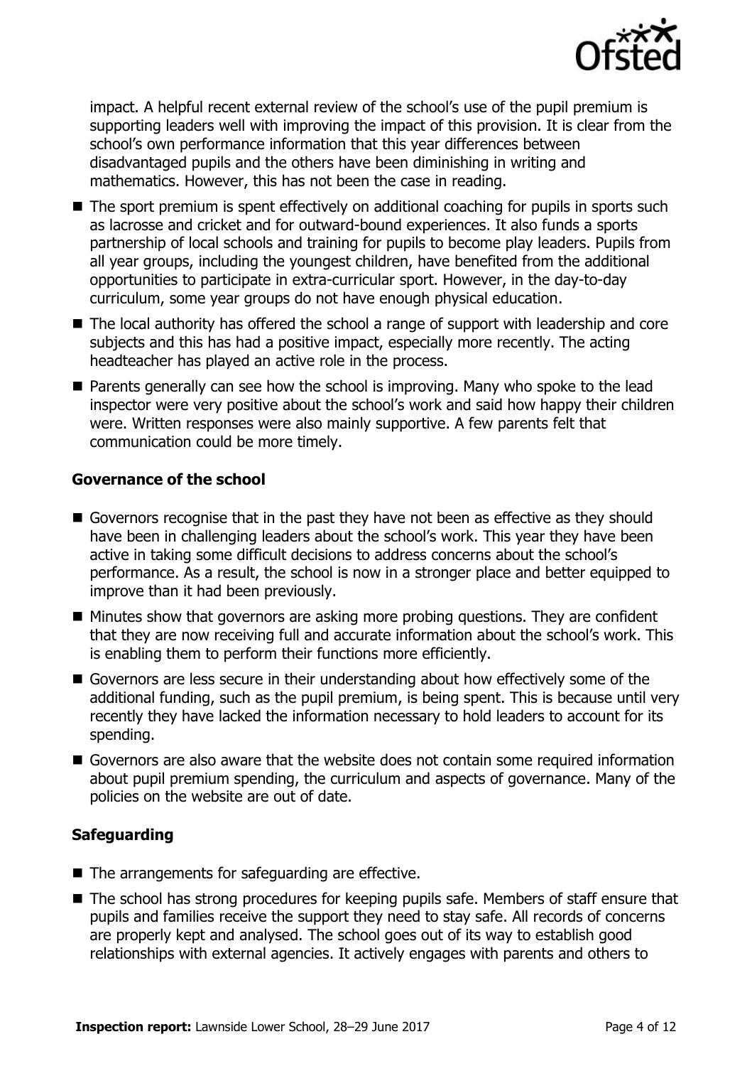impact. A helpful recent external review of the school's use of the pupil premium is supporting leaders well with improving the impact of this provision. It is clear from the school's own performance information that this year differences between disadvantaged pupils and the others have been diminishing in writing and mathematics. However, this has not been the case in reading.

- The sport premium is spent effectively on additional coaching for pupils in sports such as lacrosse and cricket and for outward-bound experiences. It also funds a sports partnership of local schools and training for pupils to become play leaders. Pupils from all year groups, including the youngest children, have benefited from the additional opportunities to participate in extra-curricular sport. However, in the day-to-day curriculum, some year groups do not have enough physical education.
- The local authority has offered the school a range of support with leadership and core subjects and this has had a positive impact, especially more recently. The acting headteacher has played an active role in the process.
- Parents generally can see how the school is improving. Many who spoke to the lead inspector were very positive about the school's work and said how happy their children were. Written responses were also mainly supportive. A few parents felt that communication could be more timely.

### Governance of the school

- Governors recognise that in the past they have not been as effective as they should have been in challenging leaders about the school's work. This year they have been active in taking some difficult decisions to address concerns about the school's performance. As a result, the school is now in a stronger place and better equipped to improve than it had been previously.
- Minutes show that governors are asking more probing questions. They are confident that they are now receiving full and accurate information about the school's work. This is enabling them to perform their functions more efficiently.
- Governors are less secure in their understanding about how effectively some of the additional funding, such as the pupil premium, is being spent. This is because until very recently they have lacked the information necessary to hold leaders to account for its spending.
- Governors are also aware that the website does not contain some required information about pupil premium spending, the curriculum and aspects of governance. Many of the policies on the website are out of date.

### Safeguarding

- The arrangements for safeguarding are effective.
- The school has strong procedures for keeping pupils safe. Members of staff ensure that pupils and families receive the support they need to stay safe. All records of concerns are properly kept and analysed. The school goes out of its way to establish good relationships with external agencies. It actively engages with parents and others to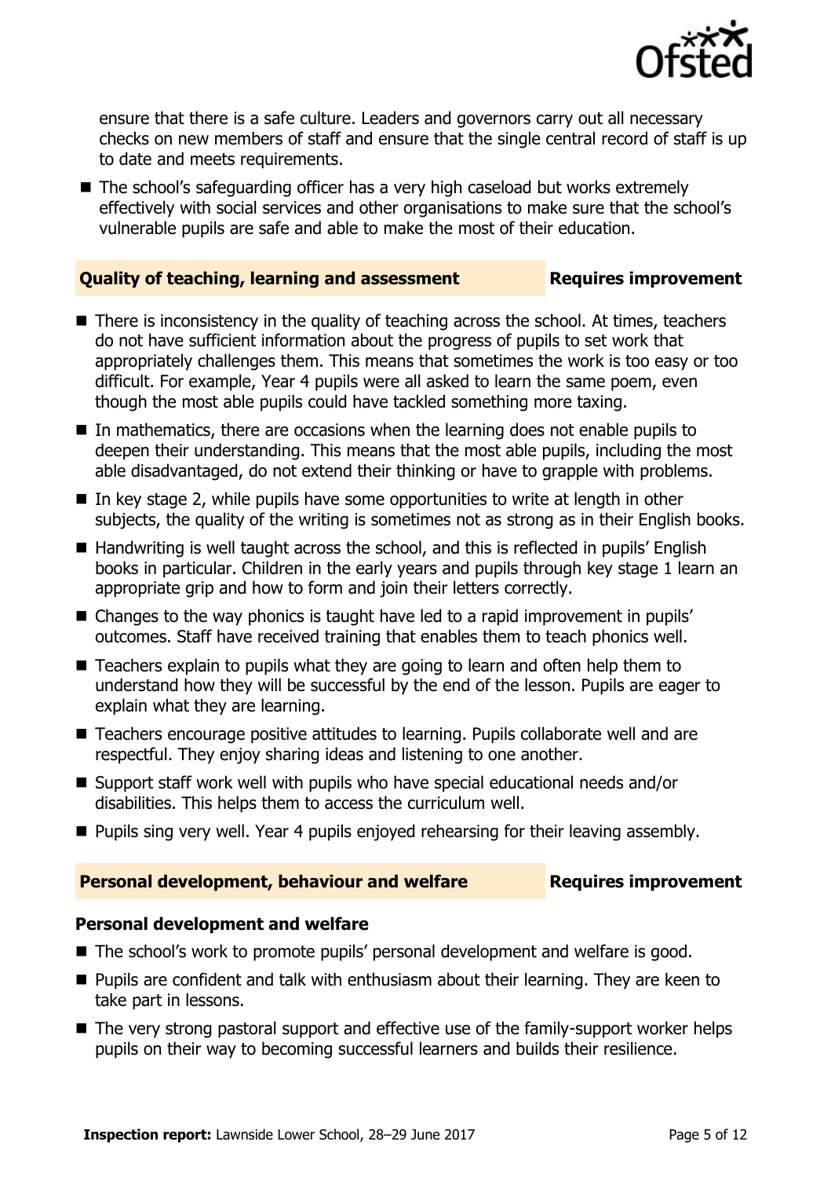ensure that there is a safe culture. Leaders and governors carry out all necessary checks on new members of staff and ensure that the single central record of staff is up to date and meets requirements.

- The school's safeguarding officer has a very high caseload but works extremely effectively with social services and other organisations to make sure that the school's vulnerable pupils are safe and able to make the most of their education.

## Quality of teaching, learning and assessment — Requires improvement

- There is inconsistency in the quality of teaching across the school. At times, teachers do not have sufficient information about the progress of pupils to set work that appropriately challenges them. This means that sometimes the work is too easy or too difficult. For example, Year 4 pupils were all asked to learn the same poem, even though the most able pupils could have tackled something more taxing.
- In mathematics, there are occasions when the learning does not enable pupils to deepen their understanding. This means that the most able pupils, including the most able disadvantaged, do not extend their thinking or have to grapple with problems.
- In key stage 2, while pupils have some opportunities to write at length in other subjects, the quality of the writing is sometimes not as strong as in their English books.
- Handwriting is well taught across the school, and this is reflected in pupils' English books in particular. Children in the early years and pupils through key stage 1 learn an appropriate grip and how to form and join their letters correctly.
- Changes to the way phonics is taught have led to a rapid improvement in pupils' outcomes. Staff have received training that enables them to teach phonics well.
- Teachers explain to pupils what they are going to learn and often help them to understand how they will be successful by the end of the lesson. Pupils are eager to explain what they are learning.
- Teachers encourage positive attitudes to learning. Pupils collaborate well and are respectful. They enjoy sharing ideas and listening to one another.
- Support staff work well with pupils who have special educational needs and/or disabilities. This helps them to access the curriculum well.
- Pupils sing very well. Year 4 pupils enjoyed rehearsing for their leaving assembly.

## Personal development, behaviour and welfare — Requires improvement

### Personal development and welfare

- The school's work to promote pupils' personal development and welfare is good.
- Pupils are confident and talk with enthusiasm about their learning. They are keen to take part in lessons.
- The very strong pastoral support and effective use of the family-support worker helps pupils on their way to becoming successful learners and builds their resilience.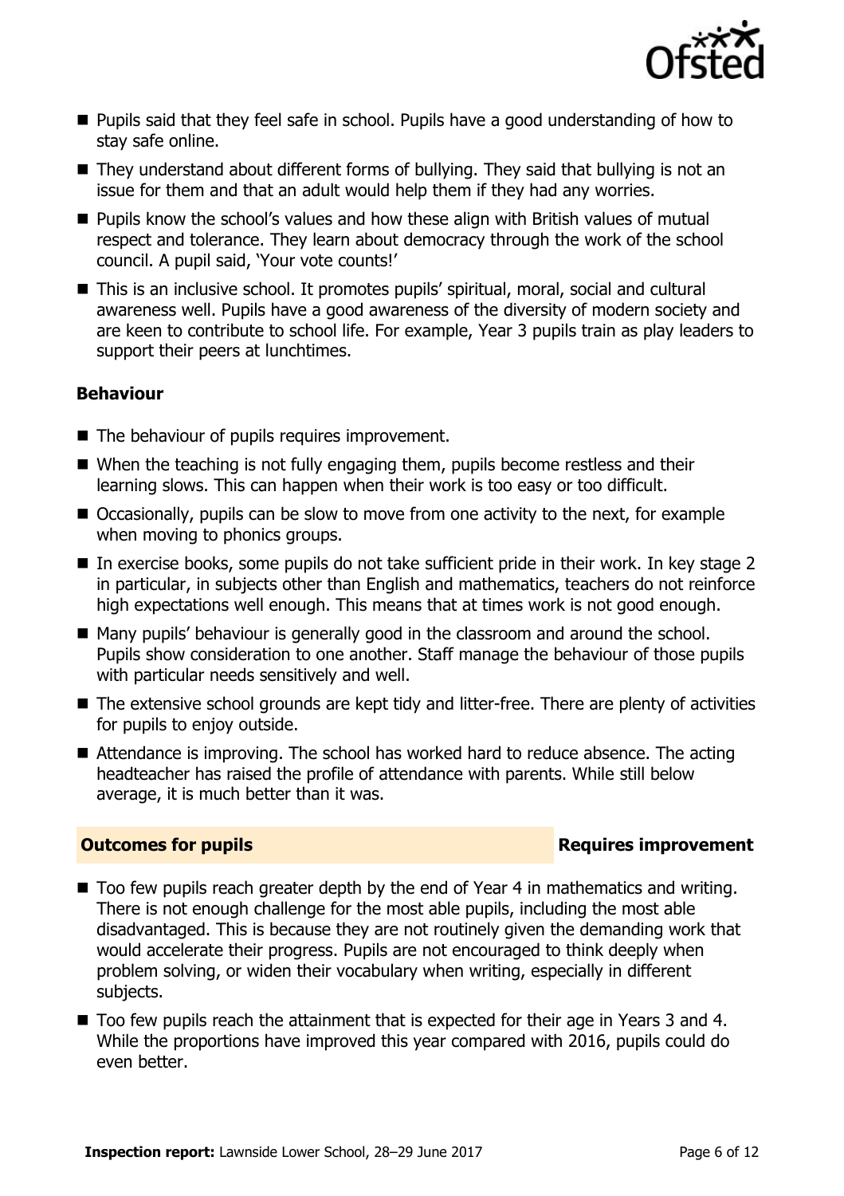- Pupils said that they feel safe in school. Pupils have a good understanding of how to stay safe online.
- They understand about different forms of bullying. They said that bullying is not an issue for them and that an adult would help them if they had any worries.
- Pupils know the school's values and how these align with British values of mutual respect and tolerance. They learn about democracy through the work of the school council. A pupil said, 'Your vote counts!'
- This is an inclusive school. It promotes pupils' spiritual, moral, social and cultural awareness well. Pupils have a good awareness of the diversity of modern society and are keen to contribute to school life. For example, Year 3 pupils train as play leaders to support their peers at lunchtimes.

### Behaviour

- The behaviour of pupils requires improvement.
- When the teaching is not fully engaging them, pupils become restless and their learning slows. This can happen when their work is too easy or too difficult.
- Occasionally, pupils can be slow to move from one activity to the next, for example when moving to phonics groups.
- In exercise books, some pupils do not take sufficient pride in their work. In key stage 2 in particular, in subjects other than English and mathematics, teachers do not reinforce high expectations well enough. This means that at times work is not good enough.
- Many pupils' behaviour is generally good in the classroom and around the school. Pupils show consideration to one another. Staff manage the behaviour of those pupils with particular needs sensitively and well.
- The extensive school grounds are kept tidy and litter-free. There are plenty of activities for pupils to enjoy outside.
- Attendance is improving. The school has worked hard to reduce absence. The acting headteacher has raised the profile of attendance with parents. While still below average, it is much better than it was.

## Outcomes for pupils — Requires improvement

- Too few pupils reach greater depth by the end of Year 4 in mathematics and writing. There is not enough challenge for the most able pupils, including the most able disadvantaged. This is because they are not routinely given the demanding work that would accelerate their progress. Pupils are not encouraged to think deeply when problem solving, or widen their vocabulary when writing, especially in different subjects.
- Too few pupils reach the attainment that is expected for their age in Years 3 and 4. While the proportions have improved this year compared with 2016, pupils could do even better.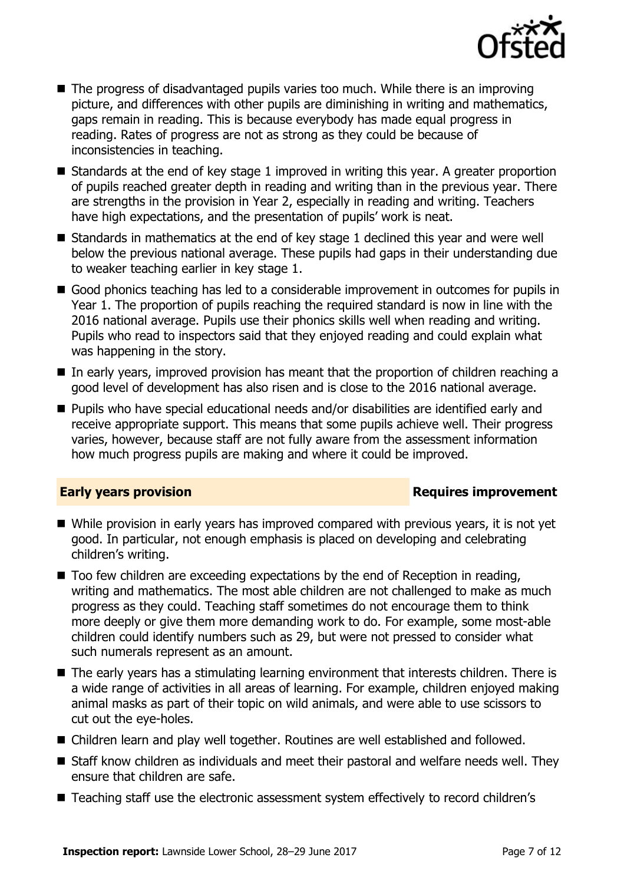- The progress of disadvantaged pupils varies too much. While there is an improving picture, and differences with other pupils are diminishing in writing and mathematics, gaps remain in reading. This is because everybody has made equal progress in reading. Rates of progress are not as strong as they could be because of inconsistencies in teaching.
- Standards at the end of key stage 1 improved in writing this year. A greater proportion of pupils reached greater depth in reading and writing than in the previous year. There are strengths in the provision in Year 2, especially in reading and writing. Teachers have high expectations, and the presentation of pupils' work is neat.
- Standards in mathematics at the end of key stage 1 declined this year and were well below the previous national average. These pupils had gaps in their understanding due to weaker teaching earlier in key stage 1.
- Good phonics teaching has led to a considerable improvement in outcomes for pupils in Year 1. The proportion of pupils reaching the required standard is now in line with the 2016 national average. Pupils use their phonics skills well when reading and writing. Pupils who read to inspectors said that they enjoyed reading and could explain what was happening in the story.
- In early years, improved provision has meant that the proportion of children reaching a good level of development has also risen and is close to the 2016 national average.
- Pupils who have special educational needs and/or disabilities are identified early and receive appropriate support. This means that some pupils achieve well. Their progress varies, however, because staff are not fully aware from the assessment information how much progress pupils are making and where it could be improved.

## Early years provision — Requires improvement

- While provision in early years has improved compared with previous years, it is not yet good. In particular, not enough emphasis is placed on developing and celebrating children's writing.
- Too few children are exceeding expectations by the end of Reception in reading, writing and mathematics. The most able children are not challenged to make as much progress as they could. Teaching staff sometimes do not encourage them to think more deeply or give them more demanding work to do. For example, some most-able children could identify numbers such as 29, but were not pressed to consider what such numerals represent as an amount.
- The early years has a stimulating learning environment that interests children. There is a wide range of activities in all areas of learning. For example, children enjoyed making animal masks as part of their topic on wild animals, and were able to use scissors to cut out the eye-holes.
- Children learn and play well together. Routines are well established and followed.
- Staff know children as individuals and meet their pastoral and welfare needs well. They ensure that children are safe.
- Teaching staff use the electronic assessment system effectively to record children's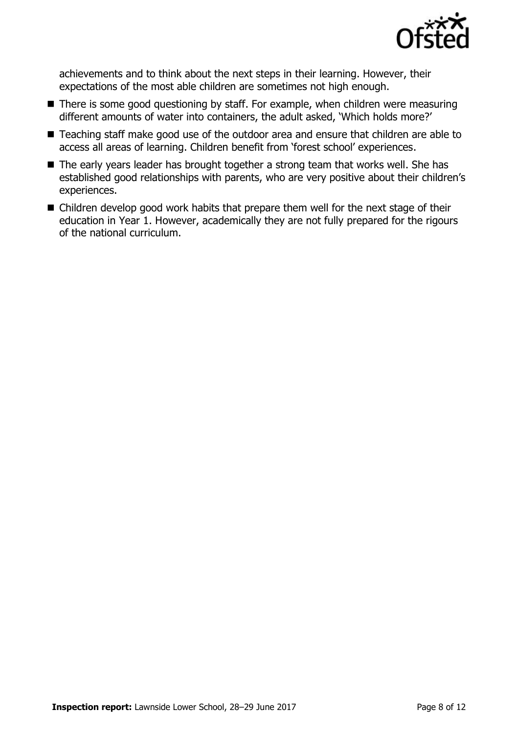achievements and to think about the next steps in their learning. However, their expectations of the most able children are sometimes not high enough.

- There is some good questioning by staff. For example, when children were measuring different amounts of water into containers, the adult asked, 'Which holds more?'
- Teaching staff make good use of the outdoor area and ensure that children are able to access all areas of learning. Children benefit from 'forest school' experiences.
- The early years leader has brought together a strong team that works well. She has established good relationships with parents, who are very positive about their children's experiences.
- Children develop good work habits that prepare them well for the next stage of their education in Year 1. However, academically they are not fully prepared for the rigours of the national curriculum.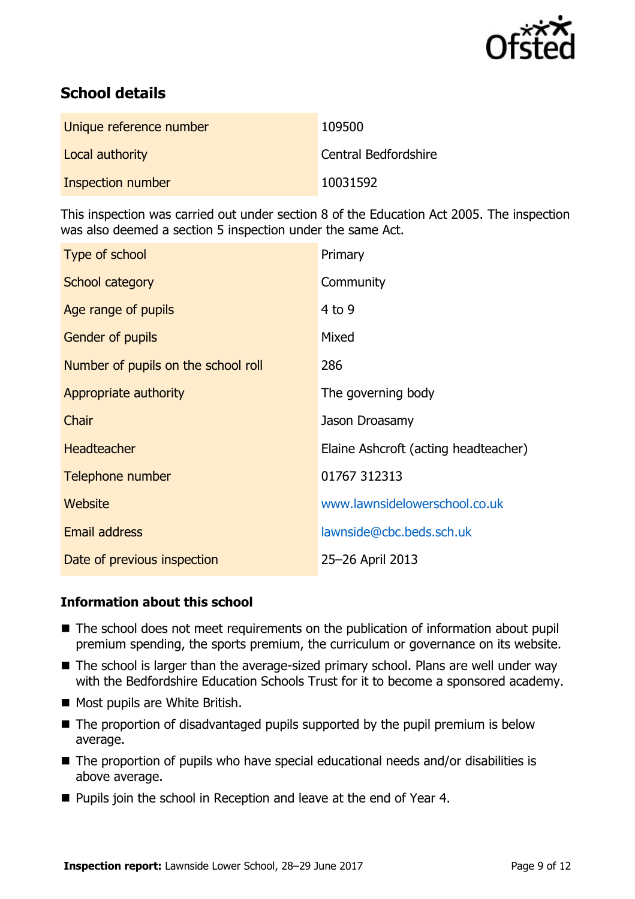## School details

| | |
|---|---|
| Unique reference number | 109500 |
| Local authority | Central Bedfordshire |
| Inspection number | 10031592 |

This inspection was carried out under section 8 of the Education Act 2005. The inspection was also deemed a section 5 inspection under the same Act.

| | |
|---|---|
| Type of school | Primary |
| School category | Community |
| Age range of pupils | 4 to 9 |
| Gender of pupils | Mixed |
| Number of pupils on the school roll | 286 |
| Appropriate authority | The governing body |
| Chair | Jason Droasamy |
| Headteacher | Elaine Ashcroft (acting headteacher) |
| Telephone number | 01767 312313 |
| Website | www.lawnsidelowerschool.co.uk |
| Email address | lawnside@cbc.beds.sch.uk |
| Date of previous inspection | 25–26 April 2013 |

### Information about this school

- The school does not meet requirements on the publication of information about pupil premium spending, the sports premium, the curriculum or governance on its website.
- The school is larger than the average-sized primary school. Plans are well under way with the Bedfordshire Education Schools Trust for it to become a sponsored academy.
- Most pupils are White British.
- The proportion of disadvantaged pupils supported by the pupil premium is below average.
- The proportion of pupils who have special educational needs and/or disabilities is above average.
- Pupils join the school in Reception and leave at the end of Year 4.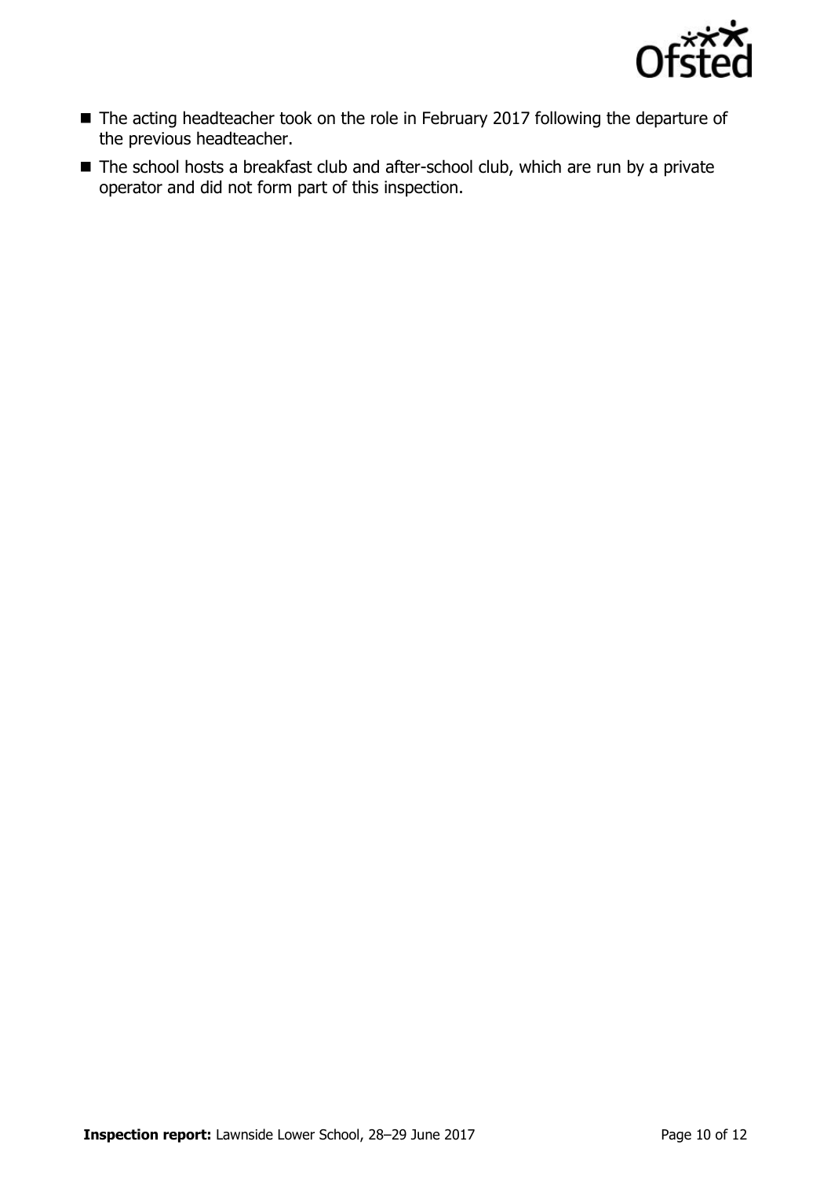- The acting headteacher took on the role in February 2017 following the departure of the previous headteacher.
- The school hosts a breakfast club and after-school club, which are run by a private operator and did not form part of this inspection.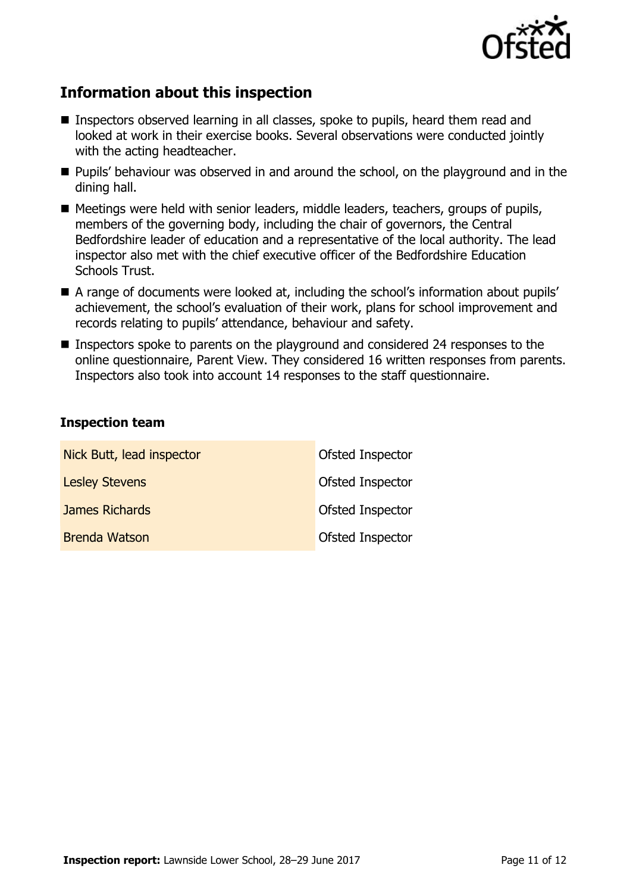## Information about this inspection

- Inspectors observed learning in all classes, spoke to pupils, heard them read and looked at work in their exercise books. Several observations were conducted jointly with the acting headteacher.
- Pupils' behaviour was observed in and around the school, on the playground and in the dining hall.
- Meetings were held with senior leaders, middle leaders, teachers, groups of pupils, members of the governing body, including the chair of governors, the Central Bedfordshire leader of education and a representative of the local authority. The lead inspector also met with the chief executive officer of the Bedfordshire Education Schools Trust.
- A range of documents were looked at, including the school's information about pupils' achievement, the school's evaluation of their work, plans for school improvement and records relating to pupils' attendance, behaviour and safety.
- Inspectors spoke to parents on the playground and considered 24 responses to the online questionnaire, Parent View. They considered 16 written responses from parents. Inspectors also took into account 14 responses to the staff questionnaire.

### Inspection team

| | |
|---|---|
| Nick Butt, lead inspector | Ofsted Inspector |
| Lesley Stevens | Ofsted Inspector |
| James Richards | Ofsted Inspector |
| Brenda Watson | Ofsted Inspector |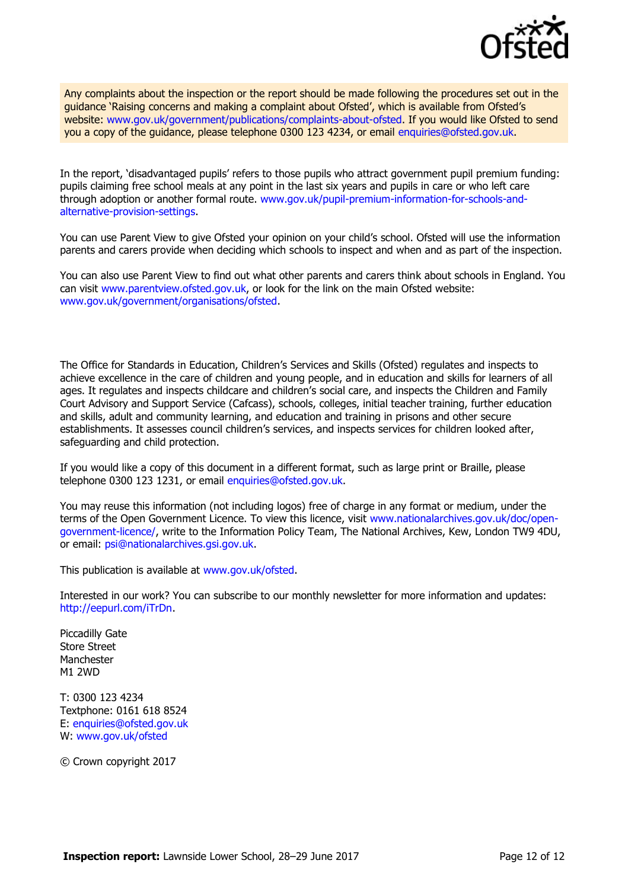Any complaints about the inspection or the report should be made following the procedures set out in the guidance 'Raising concerns and making a complaint about Ofsted', which is available from Ofsted's website: www.gov.uk/government/publications/complaints-about-ofsted. If you would like Ofsted to send you a copy of the guidance, please telephone 0300 123 4234, or email enquiries@ofsted.gov.uk.

In the report, 'disadvantaged pupils' refers to those pupils who attract government pupil premium funding: pupils claiming free school meals at any point in the last six years and pupils in care or who left care through adoption or another formal route. www.gov.uk/pupil-premium-information-for-schools-and-alternative-provision-settings.

You can use Parent View to give Ofsted your opinion on your child's school. Ofsted will use the information parents and carers provide when deciding which schools to inspect and when and as part of the inspection.

You can also use Parent View to find out what other parents and carers think about schools in England. You can visit www.parentview.ofsted.gov.uk, or look for the link on the main Ofsted website: www.gov.uk/government/organisations/ofsted.

The Office for Standards in Education, Children's Services and Skills (Ofsted) regulates and inspects to achieve excellence in the care of children and young people, and in education and skills for learners of all ages. It regulates and inspects childcare and children's social care, and inspects the Children and Family Court Advisory and Support Service (Cafcass), schools, colleges, initial teacher training, further education and skills, adult and community learning, and education and training in prisons and other secure establishments. It assesses council children's services, and inspects services for children looked after, safeguarding and child protection.

If you would like a copy of this document in a different format, such as large print or Braille, please telephone 0300 123 1231, or email enquiries@ofsted.gov.uk.

You may reuse this information (not including logos) free of charge in any format or medium, under the terms of the Open Government Licence. To view this licence, visit www.nationalarchives.gov.uk/doc/open-government-licence/, write to the Information Policy Team, The National Archives, Kew, London TW9 4DU, or email: psi@nationalarchives.gsi.gov.uk.

This publication is available at www.gov.uk/ofsted.

Interested in our work? You can subscribe to our monthly newsletter for more information and updates: http://eepurl.com/iTrDn.

Piccadilly Gate
Store Street
Manchester
M1 2WD

T: 0300 123 4234
Textphone: 0161 618 8524
E: enquiries@ofsted.gov.uk
W: www.gov.uk/ofsted

© Crown copyright 2017